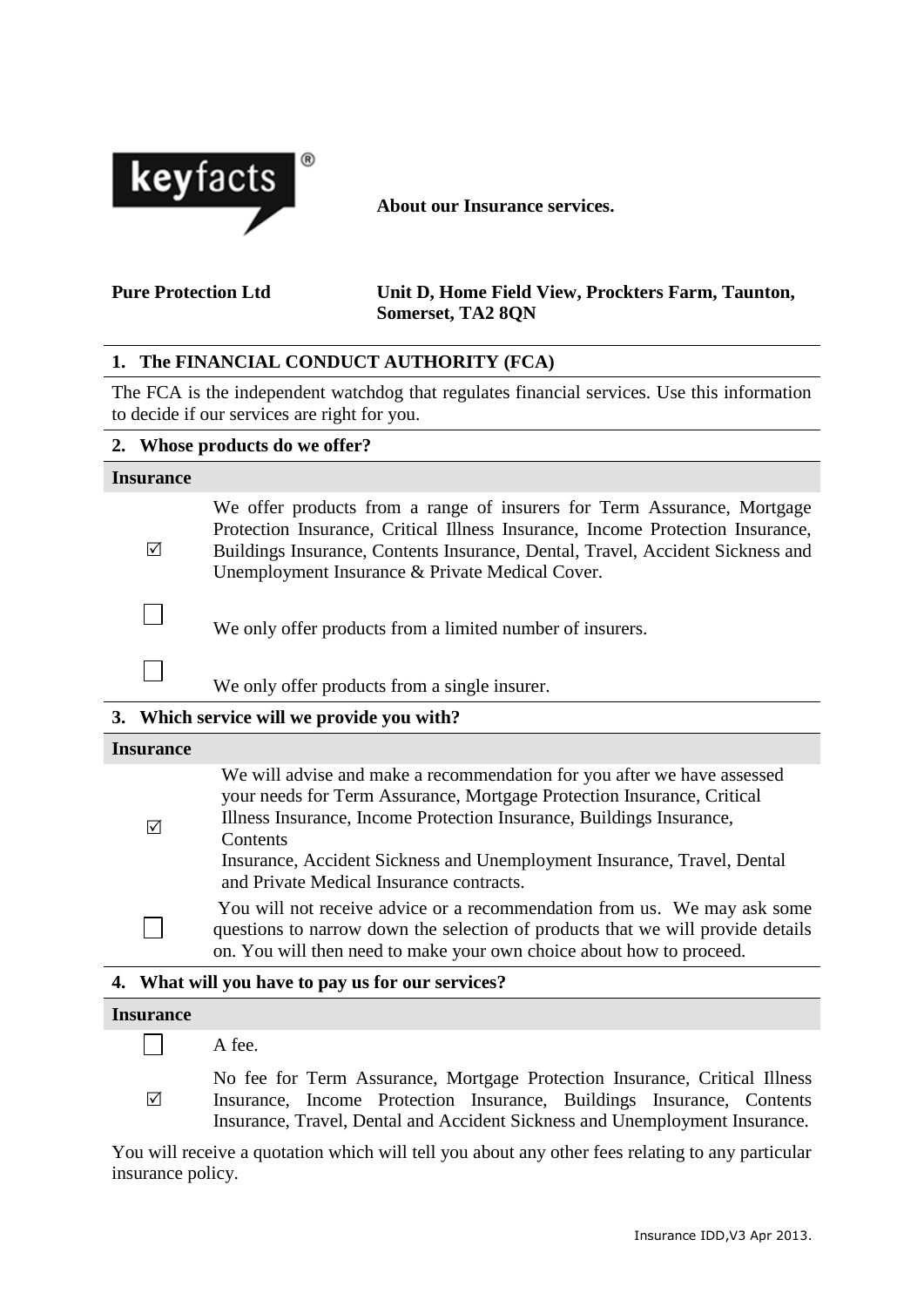**keyfacts®**

**About our Insurance services.**

**Pure Protection Ltd** — **Unit D, Home Field View, Prockters Farm, Taunton, Somerset, TA2 8QN**

## 1. The FINANCIAL CONDUCT AUTHORITY (FCA)

The FCA is the independent watchdog that regulates financial services. Use this information to decide if our services are right for you.

## 2. Whose products do we offer?

**Insurance**

- ☑ We offer products from a range of insurers for Term Assurance, Mortgage Protection Insurance, Critical Illness Insurance, Income Protection Insurance, Buildings Insurance, Contents Insurance, Dental, Travel, Accident Sickness and Unemployment Insurance & Private Medical Cover.
- ☐ We only offer products from a limited number of insurers.
- ☐ We only offer products from a single insurer.

## 3. Which service will we provide you with?

**Insurance**

- ☑ We will advise and make a recommendation for you after we have assessed your needs for Term Assurance, Mortgage Protection Insurance, Critical Illness Insurance, Income Protection Insurance, Buildings Insurance, Contents Insurance, Accident Sickness and Unemployment Insurance, Travel, Dental and Private Medical Insurance contracts.
- ☐ You will not receive advice or a recommendation from us. We may ask some questions to narrow down the selection of products that we will provide details on. You will then need to make your own choice about how to proceed.

## 4. What will you have to pay us for our services?

**Insurance**

- ☐ A fee.
- ☑ No fee for Term Assurance, Mortgage Protection Insurance, Critical Illness Insurance, Income Protection Insurance, Buildings Insurance, Contents Insurance, Travel, Dental and Accident Sickness and Unemployment Insurance.

You will receive a quotation which will tell you about any other fees relating to any particular insurance policy.

Insurance IDD,V3 Apr 2013.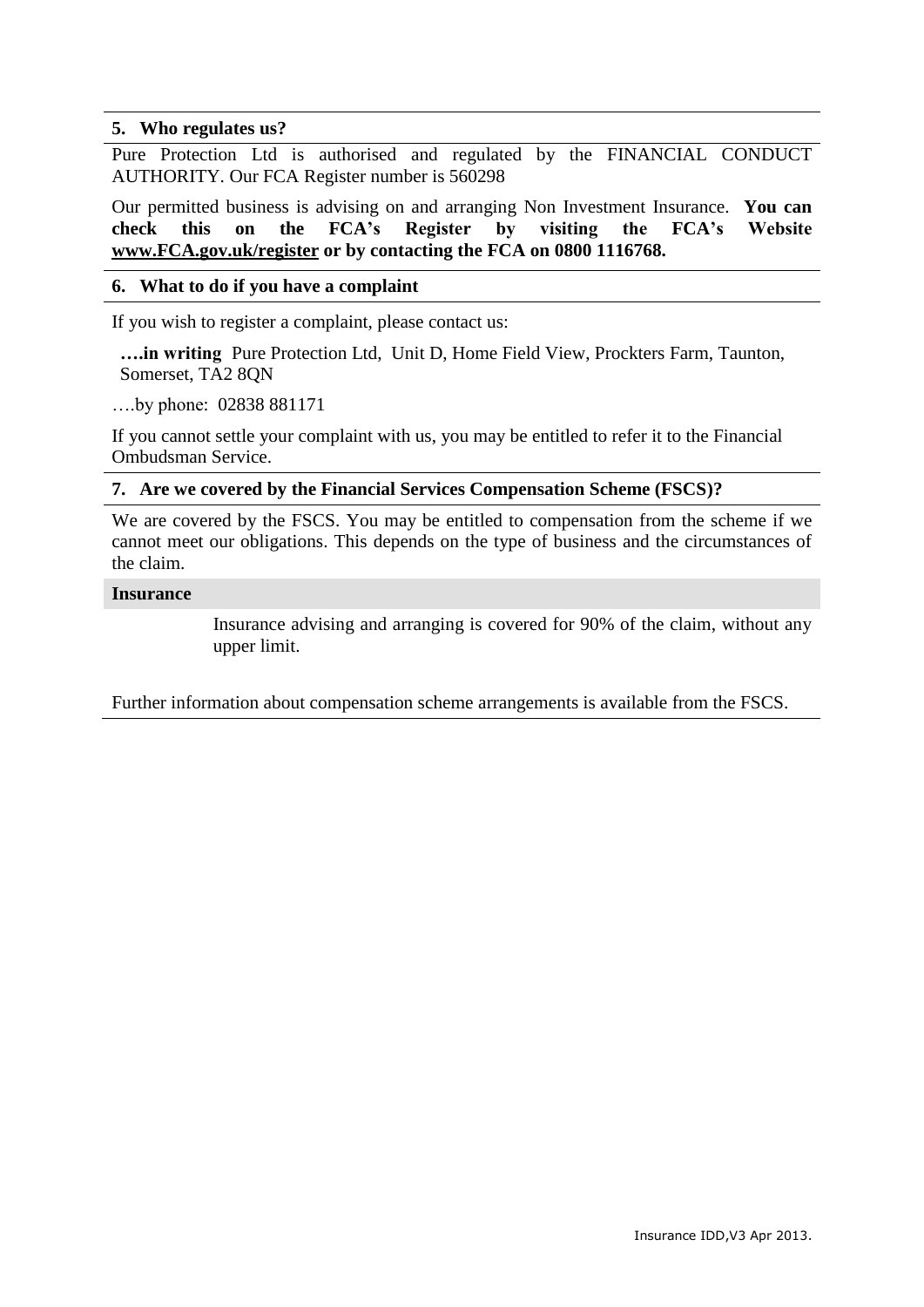## 5. Who regulates us?

Pure Protection Ltd is authorised and regulated by the FINANCIAL CONDUCT AUTHORITY. Our FCA Register number is 560298

Our permitted business is advising on and arranging Non Investment Insurance. **You can check this on the FCA's Register by visiting the FCA's Website www.FCA.gov.uk/register or by contacting the FCA on 0800 1116768.**

## 6. What to do if you have a complaint

If you wish to register a complaint, please contact us:

**….in writing** Pure Protection Ltd, Unit D, Home Field View, Prockters Farm, Taunton, Somerset, TA2 8QN

….by phone: 02838 881171

If you cannot settle your complaint with us, you may be entitled to refer it to the Financial Ombudsman Service.

## 7. Are we covered by the Financial Services Compensation Scheme (FSCS)?

We are covered by the FSCS. You may be entitled to compensation from the scheme if we cannot meet our obligations. This depends on the type of business and the circumstances of the claim.

**Insurance**

Insurance advising and arranging is covered for 90% of the claim, without any upper limit.

Further information about compensation scheme arrangements is available from the FSCS.

Insurance IDD,V3 Apr 2013.